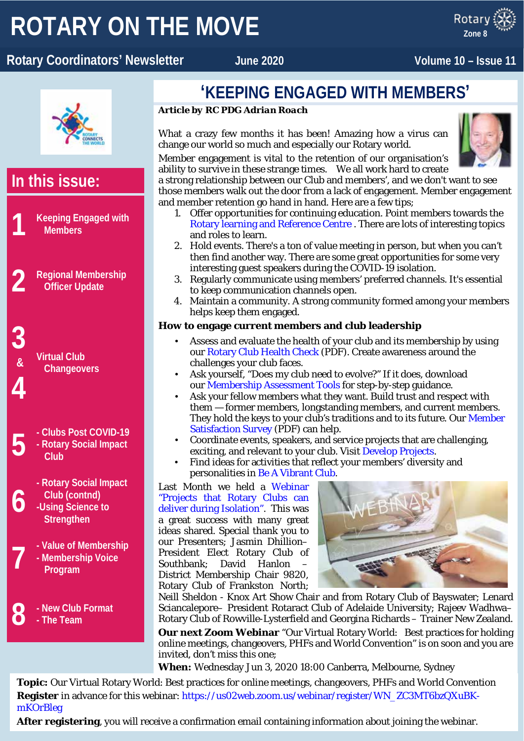# ROTARY ON THE MOVE

**Rotary Coordinators' Newsletter** — June 2020 — Volume 10 – Issue 11

## In this issue:

1. Keeping Engaged with Members
2. Regional Membership Officer Update
3. & 4. Virtual Club Changeovers
5. - Clubs Post COVID-19
   - Rotary Social Impact Club
6. - Rotary Social Impact Club (contnd)
   - Using Science to Strengthen
7. - Value of Membership
   - Membership Voice Program
8. - New Club Format
   - The Team

# 'KEEPING ENGAGED WITH MEMBERS'

***Article by RC PDG Adrian Roach***

What a crazy few months it has been! Amazing how a virus can change our world so much and especially our Rotary world.

Member engagement is vital to the retention of our organisation's ability to survive in these strange times. We all work hard to create a strong relationship between our Club and members', and we don't want to see those members walk out the door from a lack of engagement. Member engagement and member retention go hand in hand. Here are a few tips;

1. Offer opportunities for continuing education. Point members towards the Rotary learning and Reference Centre . There are lots of interesting topics and roles to learn.
2. Hold events. There's a ton of value meeting in person, but when you can't then find another way. There are some great opportunities for some very interesting guest speakers during the COVID-19 isolation.
3. Regularly communicate using members' preferred channels. It's essential to keep communication channels open.
4. Maintain a community. A strong community formed among your members helps keep them engaged.

**How to engage current members and club leadership**

- Assess and evaluate the health of your club and its membership by using our Rotary Club Health Check (PDF). Create awareness around the challenges your club faces.
- Ask yourself, "Does my club need to evolve?" If it does, download our Membership Assessment Tools for step-by-step guidance.
- Ask your fellow members what they want. Build trust and respect with them — former members, longstanding members, and current members. They hold the keys to your club's traditions and to its future. Our Member Satisfaction Survey (PDF) can help.
- Coordinate events, speakers, and service projects that are challenging, exciting, and relevant to your club. Visit Develop Projects.
- Find ideas for activities that reflect your members' diversity and personalities in Be A Vibrant Club.

Last Month we held a Webinar "Projects that Rotary Clubs can deliver during Isolation". This was a great success with many great ideas shared. Special thank you to our Presenters; Jasmin Dhillion– President Elect Rotary Club of Southbank; David Hanlon – District Membership Chair 9820, Rotary Club of Frankston North; Neill Sheldon - Knox Art Show Chair and from Rotary Club of Bayswater; Lenard Sciancalepore– President Rotaract Club of Adelaide University; Rajeev Wadhwa– Rotary Club of Rowville-Lysterfield and Georgina Richards – Trainer New Zealand.

**Our next Zoom Webinar** "Our Virtual Rotary World: Best practices for holding online meetings, changeovers, PHFs and World Convention" is on soon and you are invited, don't miss this one;

**When:** Wednesday Jun 3, 2020 18:00 Canberra, Melbourne, Sydney

**Topic:** Our Virtual Rotary World: Best practices for online meetings, changeovers, PHFs and World Convention

**Register** in advance for this webinar: https://us02web.zoom.us/webinar/register/WN_ZC3MT6bzQXuBK-mKOrBleg

**After registering**, you will receive a confirmation email containing information about joining the webinar.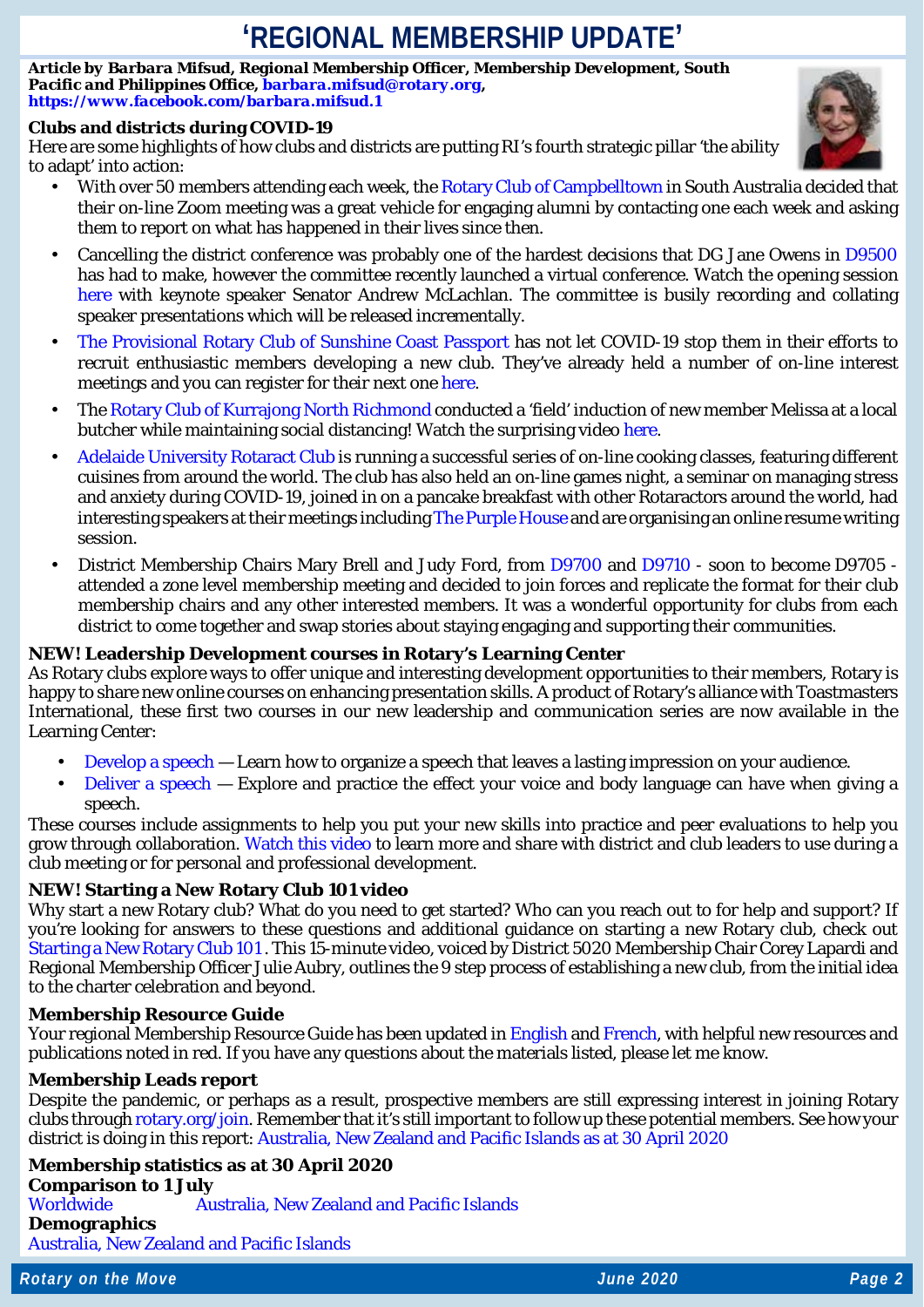# 'REGIONAL MEMBERSHIP UPDATE'

***Article by Barbara Mifsud, Regional Membership Officer, Membership Development, South Pacific and Philippines Office, barbara.mifsud@rotary.org, https://www.facebook.com/barbara.mifsud.1***

**Clubs and districts during COVID-19**

Here are some highlights of how clubs and districts are putting RI's fourth strategic pillar 'the ability to adapt' into action:

- With over 50 members attending each week, the Rotary Club of Campbelltown in South Australia decided that their on-line Zoom meeting was a great vehicle for engaging alumni by contacting one each week and asking them to report on what has happened in their lives since then.
- Cancelling the district conference was probably one of the hardest decisions that DG Jane Owens in D9500 has had to make, however the committee recently launched a virtual conference. Watch the opening session here with keynote speaker Senator Andrew McLachlan. The committee is busily recording and collating speaker presentations which will be released incrementally.
- The Provisional Rotary Club of Sunshine Coast Passport has not let COVID-19 stop them in their efforts to recruit enthusiastic members developing a new club. They've already held a number of on-line interest meetings and you can register for their next one here.
- The Rotary Club of Kurrajong North Richmond conducted a 'field' induction of new member Melissa at a local butcher while maintaining social distancing! Watch the surprising video here.
- Adelaide University Rotaract Club is running a successful series of on-line cooking classes, featuring different cuisines from around the world. The club has also held an on-line games night, a seminar on managing stress and anxiety during COVID-19, joined in on a pancake breakfast with other Rotaractors around the world, had interesting speakers at their meetings including The Purple House and are organising an online resume writing session.
- District Membership Chairs Mary Brell and Judy Ford, from D9700 and D9710 - soon to become D9705 - attended a zone level membership meeting and decided to join forces and replicate the format for their club membership chairs and any other interested members. It was a wonderful opportunity for clubs from each district to come together and swap stories about staying engaging and supporting their communities.

**NEW! Leadership Development courses in Rotary's Learning Center**

As Rotary clubs explore ways to offer unique and interesting development opportunities to their members, Rotary is happy to share new online courses on enhancing presentation skills. A product of Rotary's alliance with Toastmasters International, these first two courses in our new leadership and communication series are now available in the Learning Center:

- Develop a speech — Learn how to organize a speech that leaves a lasting impression on your audience.
- Deliver a speech — Explore and practice the effect your voice and body language can have when giving a speech.

These courses include assignments to help you put your new skills into practice and peer evaluations to help you grow through collaboration. Watch this video to learn more and share with district and club leaders to use during a club meeting or for personal and professional development.

**NEW! Starting a New Rotary Club 101 video**

Why start a new Rotary club? What do you need to get started? Who can you reach out to for help and support? If you're looking for answers to these questions and additional guidance on starting a new Rotary club, check out Starting a New Rotary Club 101. This 15-minute video, voiced by District 5020 Membership Chair Corey Lapardi and Regional Membership Officer Julie Aubry, outlines the 9 step process of establishing a new club, from the initial idea to the charter celebration and beyond.

**Membership Resource Guide**

Your regional Membership Resource Guide has been updated in English and French, with helpful new resources and publications noted in red. If you have any questions about the materials listed, please let me know.

**Membership Leads report**

Despite the pandemic, or perhaps as a result, prospective members are still expressing interest in joining Rotary clubs through rotary.org/join. Remember that it's still important to follow up these potential members. See how your district is doing in this report: Australia, New Zealand and Pacific Islands as at 30 April 2020

**Membership statistics as at 30 April 2020**

**Comparison to 1 July**

Worldwide    Australia, New Zealand and Pacific Islands

**Demographics**

Australia, New Zealand and Pacific Islands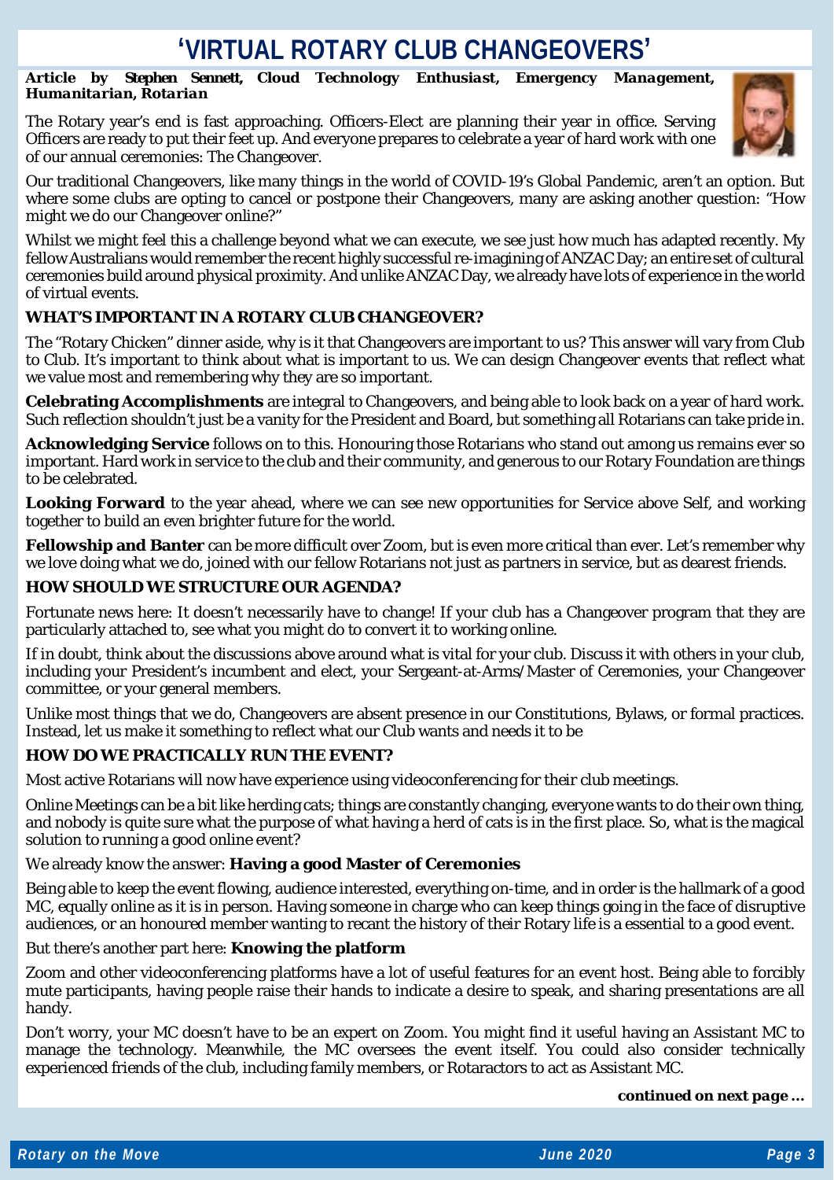# 'VIRTUAL ROTARY CLUB CHANGEOVERS'

***Article by Stephen Sennett, Cloud Technology Enthusiast, Emergency Management, Humanitarian, Rotarian***

The Rotary year's end is fast approaching. Officers-Elect are planning their year in office. Serving Officers are ready to put their feet up. And everyone prepares to celebrate a year of hard work with one of our annual ceremonies: The Changeover.

Our traditional Changeovers, like many things in the world of COVID-19's Global Pandemic, aren't an option. But where some clubs are opting to cancel or postpone their Changeovers, many are asking another question: "How might we do our Changeover online?"

Whilst we might feel this a challenge beyond what we can execute, we see just how much has adapted recently. My fellow Australians would remember the recent highly successful re-imagining of ANZAC Day; an entire set of cultural ceremonies build around physical proximity. And unlike ANZAC Day, we already have lots of experience in the world of virtual events.

### WHAT'S IMPORTANT IN A ROTARY CLUB CHANGEOVER?

The "Rotary Chicken" dinner aside, why is it that Changeovers are important to us? This answer will vary from Club to Club. It's important to think about what is important to us. We can design Changeover events that reflect what we value most and remembering why they are so important.

**Celebrating Accomplishments** are integral to Changeovers, and being able to look back on a year of hard work. Such reflection shouldn't just be a vanity for the President and Board, but something all Rotarians can take pride in.

**Acknowledging Service** follows on to this. Honouring those Rotarians who stand out among us remains ever so important. Hard work in service to the club and their community, and generous to our Rotary Foundation are things to be celebrated.

**Looking Forward** to the year ahead, where we can see new opportunities for Service above Self, and working together to build an even brighter future for the world.

**Fellowship and Banter** can be more difficult over Zoom, but is even more critical than ever. Let's remember why we love doing what we do, joined with our fellow Rotarians not just as partners in service, but as dearest friends.

### HOW SHOULD WE STRUCTURE OUR AGENDA?

Fortunate news here: It doesn't necessarily have to change! If your club has a Changeover program that they are particularly attached to, see what you might do to convert it to working online.

If in doubt, think about the discussions above around what is vital for your club. Discuss it with others in your club, including your President's incumbent and elect, your Sergeant-at-Arms/Master of Ceremonies, your Changeover committee, or your general members.

Unlike most things that we do, Changeovers are absent presence in our Constitutions, Bylaws, or formal practices. Instead, let us make it something to reflect what our Club wants and needs it to be

### HOW DO WE PRACTICALLY RUN THE EVENT?

Most active Rotarians will now have experience using videoconferencing for their club meetings.

Online Meetings can be a bit like herding cats; things are constantly changing, everyone wants to do their own thing, and nobody is quite sure what the purpose of what having a herd of cats is in the first place. So, what is the magical solution to running a good online event?

We already know the answer: **Having a good Master of Ceremonies**

Being able to keep the event flowing, audience interested, everything on-time, and in order is the hallmark of a good MC, equally online as it is in person. Having someone in charge who can keep things going in the face of disruptive audiences, or an honoured member wanting to recant the history of their Rotary life is a essential to a good event.

But there's another part here: **Knowing the platform**

Zoom and other videoconferencing platforms have a lot of useful features for an event host. Being able to forcibly mute participants, having people raise their hands to indicate a desire to speak, and sharing presentations are all handy.

Don't worry, your MC doesn't have to be an expert on Zoom. You might find it useful having an Assistant MC to manage the technology. Meanwhile, the MC oversees the event itself. You could also consider technically experienced friends of the club, including family members, or Rotaractors to act as Assistant MC.

***continued on next page …***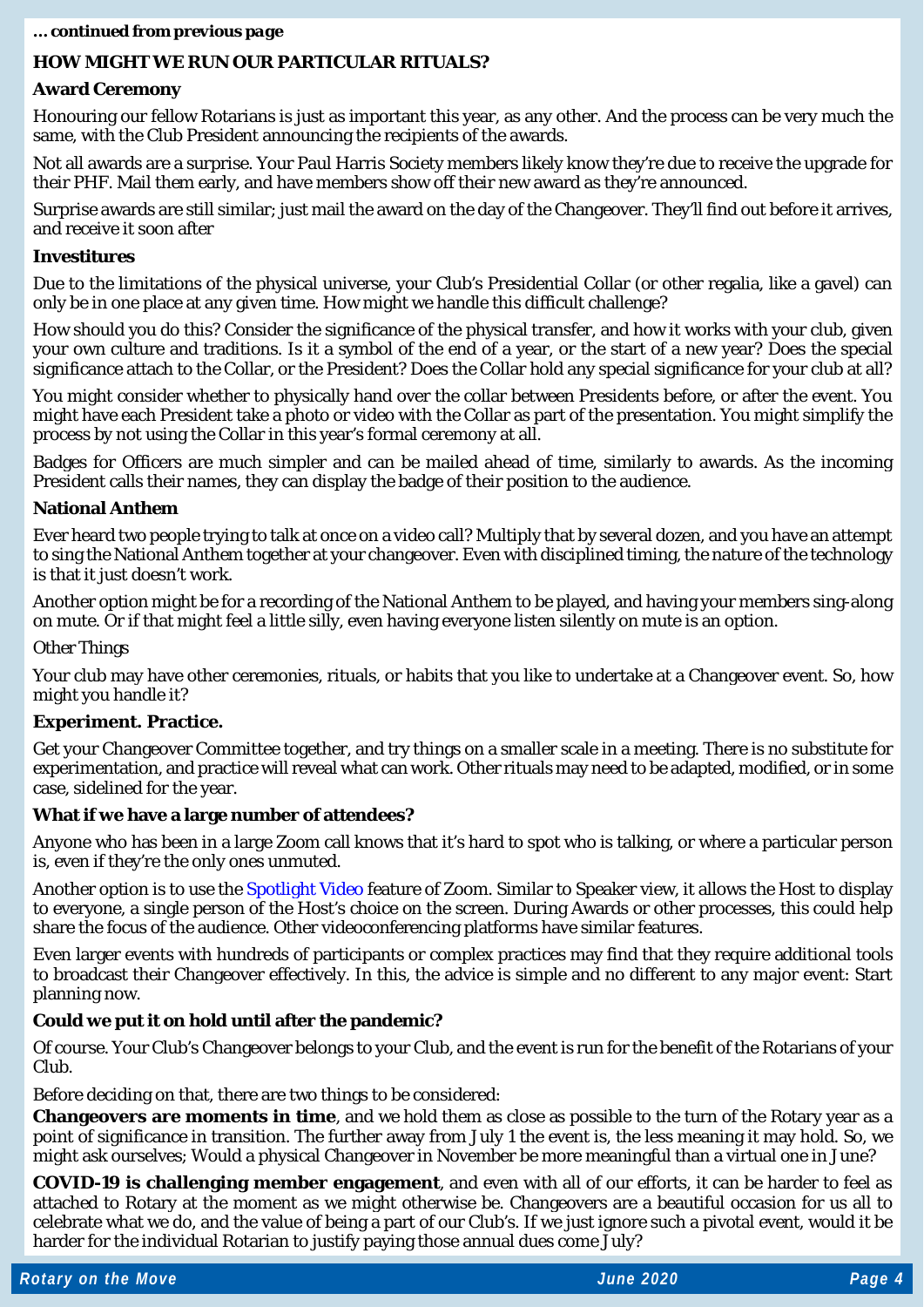*... continued from previous page*

## HOW MIGHT WE RUN OUR PARTICULAR RITUALS?

### Award Ceremony

Honouring our fellow Rotarians is just as important this year, as any other. And the process can be very much the same, with the Club President announcing the recipients of the awards.

Not all awards are a surprise. Your Paul Harris Society members likely know they're due to receive the upgrade for their PHF. Mail them early, and have members show off their new award as they're announced.

Surprise awards are still similar; just mail the award on the day of the Changeover. They'll find out before it arrives, and receive it soon after

### Investitures

Due to the limitations of the physical universe, your Club's Presidential Collar (or other regalia, like a gavel) can only be in one place at any given time. How might we handle this difficult challenge?

How should you do this? Consider the significance of the physical transfer, and how it works with your club, given your own culture and traditions. Is it a symbol of the end of a year, or the start of a new year? Does the special significance attach to the Collar, or the President? Does the Collar hold any special significance for your club at all?

You might consider whether to physically hand over the collar between Presidents before, or after the event. You might have each President take a photo or video with the Collar as part of the presentation. You might simplify the process by not using the Collar in this year's formal ceremony at all.

Badges for Officers are much simpler and can be mailed ahead of time, similarly to awards. As the incoming President calls their names, they can display the badge of their position to the audience.

### National Anthem

Ever heard two people trying to talk at once on a video call? Multiply that by several dozen, and you have an attempt to sing the National Anthem together at your changeover. Even with disciplined timing, the nature of the technology is that it just doesn't work.

Another option might be for a recording of the National Anthem to be played, and having your members sing-along on mute. Or if that might feel a little silly, even having everyone listen silently on mute is an option.

*Other Things*

Your club may have other ceremonies, rituals, or habits that you like to undertake at a Changeover event. So, how might you handle it?

### Experiment. Practice.

Get your Changeover Committee together, and try things on a smaller scale in a meeting. There is no substitute for experimentation, and practice will reveal what can work. Other rituals may need to be adapted, modified, or in some case, sidelined for the year.

### What if we have a large number of attendees?

Anyone who has been in a large Zoom call knows that it's hard to spot who is talking, or where a particular person is, even if they're the only ones unmuted.

Another option is to use the Spotlight Video feature of Zoom. Similar to Speaker view, it allows the Host to display to everyone, a single person of the Host's choice on the screen. During Awards or other processes, this could help share the focus of the audience. Other videoconferencing platforms have similar features.

Even larger events with hundreds of participants or complex practices may find that they require additional tools to broadcast their Changeover effectively. In this, the advice is simple and no different to any major event: Start planning now.

### Could we put it on hold until after the pandemic?

Of course. Your Club's Changeover belongs to your Club, and the event is run for the benefit of the Rotarians of your Club.

Before deciding on that, there are two things to be considered:

**Changeovers are moments in time**, and we hold them as close as possible to the turn of the Rotary year as a point of significance in transition. The further away from July 1 the event is, the less meaning it may hold. So, we might ask ourselves; Would a physical Changeover in November be more meaningful than a virtual one in June?

**COVID-19 is challenging member engagement**, and even with all of our efforts, it can be harder to feel as attached to Rotary at the moment as we might otherwise be. Changeovers are a beautiful occasion for us all to celebrate what we do, and the value of being a part of our Club's. If we just ignore such a pivotal event, would it be harder for the individual Rotarian to justify paying those annual dues come July?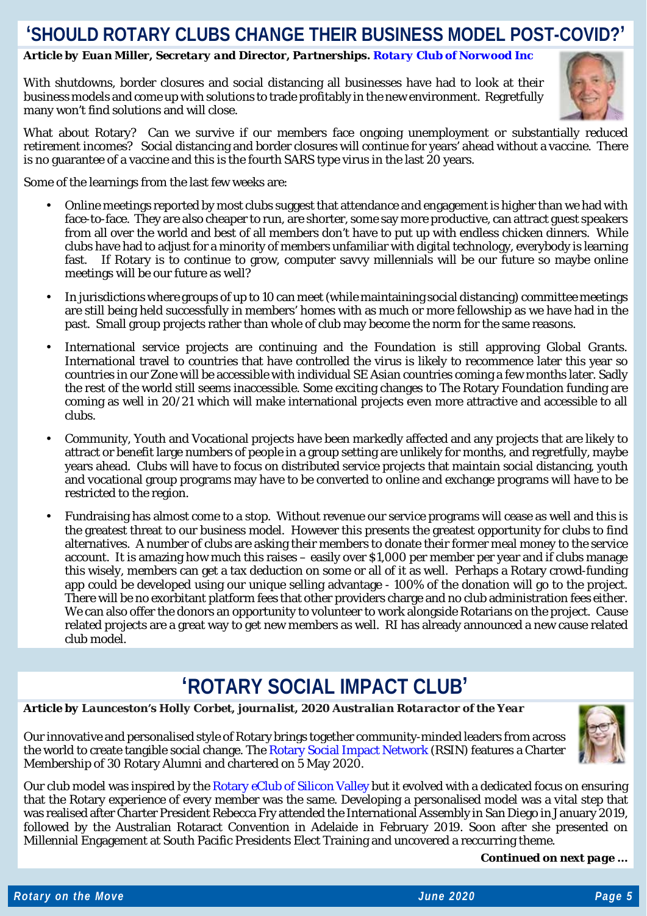## 'SHOULD ROTARY CLUBS CHANGE THEIR BUSINESS MODEL POST-COVID?'

***Article by Euan Miller, Secretary and Director, Partnerships. Rotary Club of Norwood Inc***

With shutdowns, border closures and social distancing all businesses have had to look at their business models and come up with solutions to trade profitably in the new environment. Regretfully many won't find solutions and will close.

What about Rotary? Can we survive if our members face ongoing unemployment or substantially reduced retirement incomes? Social distancing and border closures will continue for years' ahead without a vaccine. There is no guarantee of a vaccine and this is the fourth SARS type virus in the last 20 years.

Some of the learnings from the last few weeks are:

- Online meetings reported by most clubs suggest that attendance and engagement is higher than we had with face-to-face. They are also cheaper to run, are shorter, some say more productive, can attract guest speakers from all over the world and best of all members don't have to put up with endless chicken dinners. While clubs have had to adjust for a minority of members unfamiliar with digital technology, everybody is learning fast. If Rotary is to continue to grow, computer savvy millennials will be our future so maybe online meetings will be our future as well?
- In jurisdictions where groups of up to 10 can meet (while maintaining social distancing) committee meetings are still being held successfully in members' homes with as much or more fellowship as we have had in the past. Small group projects rather than whole of club may become the norm for the same reasons.
- International service projects are continuing and the Foundation is still approving Global Grants. International travel to countries that have controlled the virus is likely to recommence later this year so countries in our Zone will be accessible with individual SE Asian countries coming a few months later. Sadly the rest of the world still seems inaccessible. Some exciting changes to The Rotary Foundation funding are coming as well in 20/21 which will make international projects even more attractive and accessible to all clubs.
- Community, Youth and Vocational projects have been markedly affected and any projects that are likely to attract or benefit large numbers of people in a group setting are unlikely for months, and regretfully, maybe years ahead. Clubs will have to focus on distributed service projects that maintain social distancing, youth and vocational group programs may have to be converted to online and exchange programs will have to be restricted to the region.
- Fundraising has almost come to a stop. Without revenue our service programs will cease as well and this is the greatest threat to our business model. However this presents the greatest opportunity for clubs to find alternatives. A number of clubs are asking their members to donate their former meal money to the service account. It is amazing how much this raises – easily over $1,000 per member per year and if clubs manage this wisely, members can get a tax deduction on some or all of it as well. Perhaps a Rotary crowd-funding app could be developed using our unique selling advantage - 100% of the donation will go to the project. There will be no exorbitant platform fees that other providers charge and no club administration fees either. We can also offer the donors an opportunity to volunteer to work alongside Rotarians on the project. Cause related projects are a great way to get new members as well. RI has already announced a new cause related club model.

## 'ROTARY SOCIAL IMPACT CLUB'

***Article by Launceston's Holly Corbet, journalist, 2020 Australian Rotaractor of the Year***

Our innovative and personalised style of Rotary brings together community-minded leaders from across the world to create tangible social change. The Rotary Social Impact Network (RSIN) features a Charter Membership of 30 Rotary Alumni and chartered on 5 May 2020.

Our club model was inspired by the Rotary eClub of Silicon Valley but it evolved with a dedicated focus on ensuring that the Rotary experience of every member was the same. Developing a personalised model was a vital step that was realised after Charter President Rebecca Fry attended the International Assembly in San Diego in January 2019, followed by the Australian Rotaract Convention in Adelaide in February 2019. Soon after she presented on Millennial Engagement at South Pacific Presidents Elect Training and uncovered a reccurring theme.

***Continued on next page …***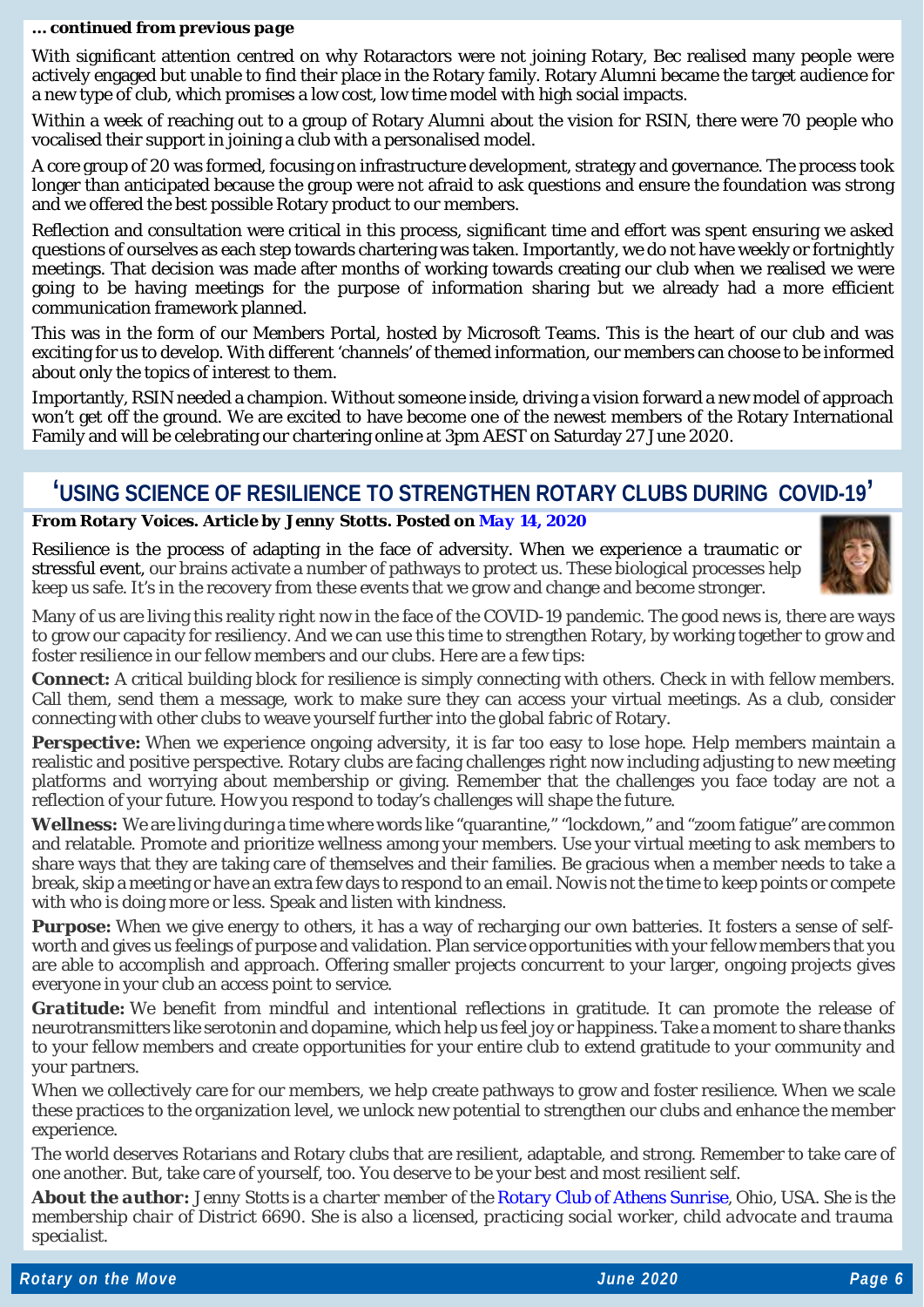***… continued from previous page***

With significant attention centred on why Rotaractors were not joining Rotary, Bec realised many people were actively engaged but unable to find their place in the Rotary family. Rotary Alumni became the target audience for a new type of club, which promises a low cost, low time model with high social impacts.

Within a week of reaching out to a group of Rotary Alumni about the vision for RSIN, there were 70 people who vocalised their support in joining a club with a personalised model.

A core group of 20 was formed, focusing on infrastructure development, strategy and governance. The process took longer than anticipated because the group were not afraid to ask questions and ensure the foundation was strong and we offered the best possible Rotary product to our members.

Reflection and consultation were critical in this process, significant time and effort was spent ensuring we asked questions of ourselves as each step towards chartering was taken. Importantly, we do not have weekly or fortnightly meetings. That decision was made after months of working towards creating our club when we realised we were going to be having meetings for the purpose of information sharing but we already had a more efficient communication framework planned.

This was in the form of our Members Portal, hosted by Microsoft Teams. This is the heart of our club and was exciting for us to develop. With different 'channels' of themed information, our members can choose to be informed about only the topics of interest to them.

Importantly, RSIN needed a champion. Without someone inside, driving a vision forward a new model of approach won't get off the ground. We are excited to have become one of the newest members of the Rotary International Family and will be celebrating our chartering online at 3pm AEST on Saturday 27 June 2020.

## 'USING SCIENCE OF RESILIENCE TO STRENGTHEN ROTARY CLUBS DURING COVID-19'

***From Rotary Voices. Article by Jenny Stotts. Posted on May 14, 2020***

Resilience is the process of adapting in the face of adversity. When we experience a traumatic or stressful event, our brains activate a number of pathways to protect us. These biological processes help keep us safe. It's in the recovery from these events that we grow and change and become stronger.

Many of us are living this reality right now in the face of the COVID-19 pandemic. The good news is, there are ways to grow our capacity for resiliency. And we can use this time to strengthen Rotary, by working together to grow and foster resilience in our fellow members and our clubs. Here are a few tips:

**Connect:** A critical building block for resilience is simply connecting with others. Check in with fellow members. Call them, send them a message, work to make sure they can access your virtual meetings. As a club, consider connecting with other clubs to weave yourself further into the global fabric of Rotary.

**Perspective:** When we experience ongoing adversity, it is far too easy to lose hope. Help members maintain a realistic and positive perspective. Rotary clubs are facing challenges right now including adjusting to new meeting platforms and worrying about membership or giving. Remember that the challenges you face today are not a reflection of your future. How you respond to today's challenges will shape the future.

**Wellness:** We are living during a time where words like "quarantine," "lockdown," and "zoom fatigue" are common and relatable. Promote and prioritize wellness among your members. Use your virtual meeting to ask members to share ways that they are taking care of themselves and their families. Be gracious when a member needs to take a break, skip a meeting or have an extra few days to respond to an email. Now is not the time to keep points or compete with who is doing more or less. Speak and listen with kindness.

**Purpose:** When we give energy to others, it has a way of recharging our own batteries. It fosters a sense of self-worth and gives us feelings of purpose and validation. Plan service opportunities with your fellow members that you are able to accomplish and approach. Offering smaller projects concurrent to your larger, ongoing projects gives everyone in your club an access point to service.

**Gratitude:** We benefit from mindful and intentional reflections in gratitude. It can promote the release of neurotransmitters like serotonin and dopamine, which help us feel joy or happiness. Take a moment to share thanks to your fellow members and create opportunities for your entire club to extend gratitude to your community and your partners.

When we collectively care for our members, we help create pathways to grow and foster resilience. When we scale these practices to the organization level, we unlock new potential to strengthen our clubs and enhance the member experience.

The world deserves Rotarians and Rotary clubs that are resilient, adaptable, and strong. Remember to take care of one another. But, take care of yourself, too. You deserve to be your best and most resilient self.

***About the author:*** *Jenny Stotts is a charter member of the Rotary Club of Athens Sunrise, Ohio, USA. She is the membership chair of District 6690. She is also a licensed, practicing social worker, child advocate and trauma specialist.*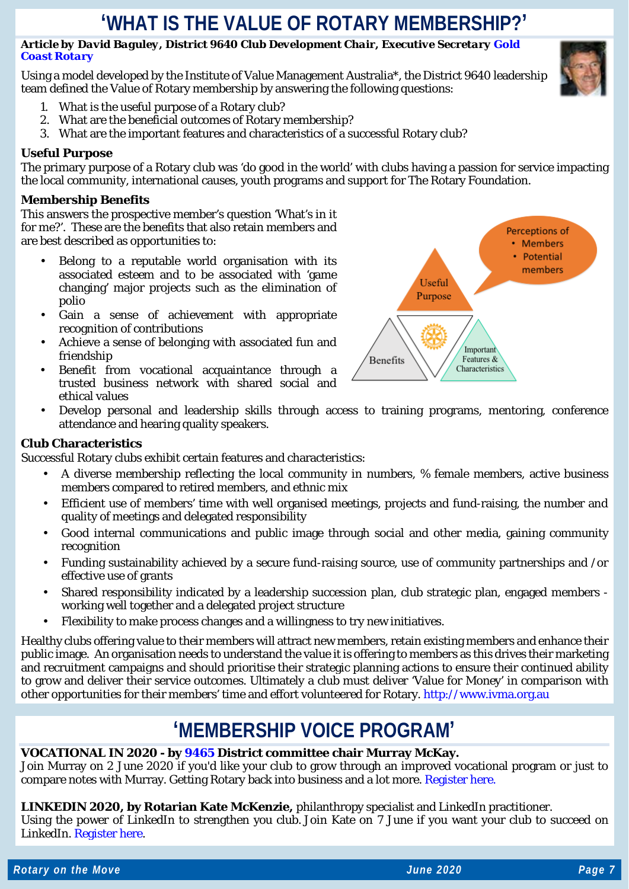# 'WHAT IS THE VALUE OF ROTARY MEMBERSHIP?'

***Article by David Baguley, District 9640 Club Development Chair, Executive Secretary Gold Coast Rotary***

Using a model developed by the Institute of Value Management Australia*, the District 9640 leadership team defined the Value of Rotary membership by answering the following questions:

1. What is the useful purpose of a Rotary club?
2. What are the beneficial outcomes of Rotary membership?
3. What are the important features and characteristics of a successful Rotary club?

**Useful Purpose**

The primary purpose of a Rotary club was 'do good in the world' with clubs having a passion for service impacting the local community, international causes, youth programs and support for The Rotary Foundation.

**Membership Benefits**

This answers the prospective member's question 'What's in it for me?'. These are the benefits that also retain members and are best described as opportunities to:

- Belong to a reputable world organisation with its associated esteem and to be associated with 'game changing' major projects such as the elimination of polio
- Gain a sense of achievement with appropriate recognition of contributions
- Achieve a sense of belonging with associated fun and friendship
- Benefit from vocational acquaintance through a trusted business network with shared social and ethical values
- Develop personal and leadership skills through access to training programs, mentoring, conference attendance and hearing quality speakers.

Perceptions of
- Members
- Potential members

Useful Purpose

Benefits

Important Features & Characteristics

**Club Characteristics**

Successful Rotary clubs exhibit certain features and characteristics:

- A diverse membership reflecting the local community in numbers, % female members, active business members compared to retired members, and ethnic mix
- Efficient use of members' time with well organised meetings, projects and fund-raising, the number and quality of meetings and delegated responsibility
- Good internal communications and public image through social and other media, gaining community recognition
- Funding sustainability achieved by a secure fund-raising source, use of community partnerships and /or effective use of grants
- Shared responsibility indicated by a leadership succession plan, club strategic plan, engaged members - working well together and a delegated project structure
- Flexibility to make process changes and a willingness to try new initiatives.

Healthy clubs offering value to their members will attract new members, retain existing members and enhance their public image. An organisation needs to understand the value it is offering to members as this drives their marketing and recruitment campaigns and should prioritise their strategic planning actions to ensure their continued ability to grow and deliver their service outcomes. Ultimately a club must deliver 'Value for Money' in comparison with other opportunities for their members' time and effort volunteered for Rotary. http://www.ivma.org.au

# 'MEMBERSHIP VOICE PROGRAM'

**VOCATIONAL IN 2020 - by 9465 District committee chair Murray McKay.**

Join Murray on 2 June 2020 if you'd like your club to grow through an improved vocational program or just to compare notes with Murray. Getting Rotary back into business and a lot more. Register here.

**LINKEDIN 2020, by Rotarian Kate McKenzie,** philanthropy specialist and LinkedIn practitioner.

Using the power of LinkedIn to strengthen you club. Join Kate on 7 June if you want your club to succeed on LinkedIn. Register here.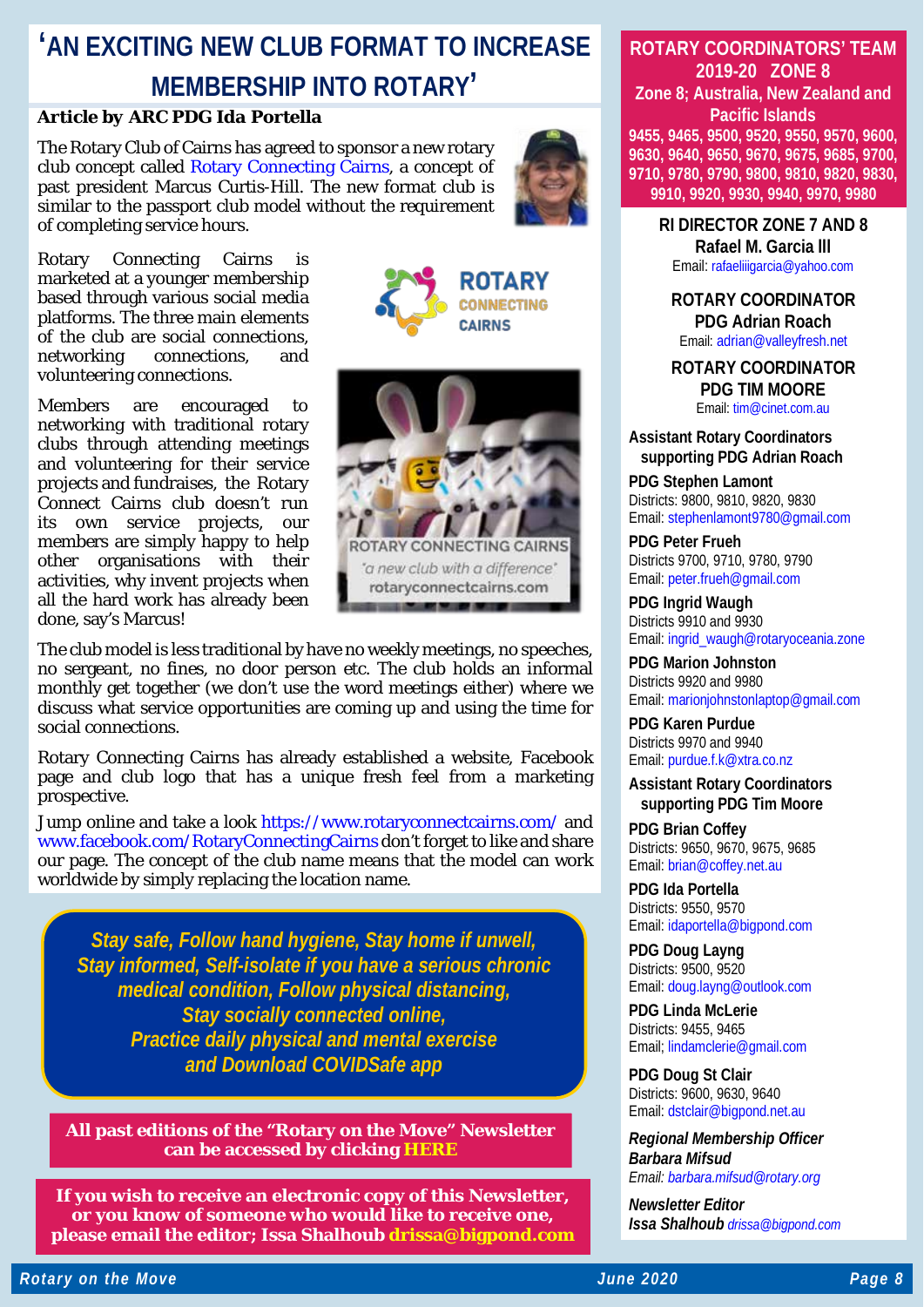# 'AN EXCITING NEW CLUB FORMAT TO INCREASE MEMBERSHIP INTO ROTARY'

**Article by ARC PDG Ida Portella**

The Rotary Club of Cairns has agreed to sponsor a new rotary club concept called Rotary Connecting Cairns, a concept of past president Marcus Curtis-Hill. The new format club is similar to the passport club model without the requirement of completing service hours.

Rotary Connecting Cairns is marketed at a younger membership based through various social media platforms. The three main elements of the club are social connections, networking connections, and volunteering connections.

Members are encouraged to networking with traditional rotary clubs through attending meetings and volunteering for their service projects and fundraises, the Rotary Connect Cairns club doesn't run its own service projects, our members are simply happy to help other organisations with their activities, why invent projects when all the hard work has already been done, say's Marcus!

ROTARY CONNECTING CAIRNS
"a new club with a difference"
rotaryconnectcairns.com

The club model is less traditional by have no weekly meetings, no speeches, no sergeant, no fines, no door person etc. The club holds an informal monthly get together (we don't use the word meetings either) where we discuss what service opportunities are coming up and using the time for social connections.

Rotary Connecting Cairns has already established a website, Facebook page and club logo that has a unique fresh feel from a marketing prospective.

Jump online and take a look https://www.rotaryconnectcairns.com/ and www.facebook.com/RotaryConnectingCairns don't forget to like and share our page. The concept of the club name means that the model can work worldwide by simply replacing the location name.

***Stay safe, Follow hand hygiene, Stay home if unwell, Stay informed, Self-isolate if you have a serious chronic medical condition, Follow physical distancing, Stay socially connected online, Practice daily physical and mental exercise and Download COVIDSafe app***

**All past editions of the "Rotary on the Move" Newsletter can be accessed by clicking HERE**

**If you wish to receive an electronic copy of this Newsletter, or you know of someone who would like to receive one, please email the editor; Issa Shalhoub drissa@bigpond.com**

## ROTARY COORDINATORS' TEAM 2019-20 ZONE 8

**Zone 8; Australia, New Zealand and Pacific Islands**

**9455, 9465, 9500, 9520, 9550, 9570, 9600, 9630, 9640, 9650, 9670, 9675, 9685, 9700, 9710, 9780, 9790, 9800, 9810, 9820, 9830, 9910, 9920, 9930, 9940, 9970, 9980**

**RI DIRECTOR ZONE 7 AND 8**
**Rafael M. Garcia lll**
Email: rafaeliiigarcia@yahoo.com

**ROTARY COORDINATOR**
**PDG Adrian Roach**
Email: adrian@valleyfresh.net

**ROTARY COORDINATOR**
**PDG TIM MOORE**
Email: tim@cinet.com.au

**Assistant Rotary Coordinators supporting PDG Adrian Roach**

**PDG Stephen Lamont**
Districts: 9800, 9810, 9820, 9830
Email: stephenlamont9780@gmail.com

**PDG Peter Frueh**
Districts 9700, 9710, 9780, 9790
Email: peter.frueh@gmail.com

**PDG Ingrid Waugh**
Districts 9910 and 9930
Email: ingrid_waugh@rotaryoceania.zone

**PDG Marion Johnston**
Districts 9920 and 9980
Email: marionjohnstonlaptop@gmail.com

**PDG Karen Purdue**
Districts 9970 and 9940
Email: purdue.f.k@xtra.co.nz

**Assistant Rotary Coordinators supporting PDG Tim Moore**

**PDG Brian Coffey**
Districts: 9650, 9670, 9675, 9685
Email: brian@coffey.net.au

**PDG Ida Portella**
Districts: 9550, 9570
Email: idaportella@bigpond.com

**PDG Doug Layng**
Districts: 9500, 9520
Email: doug.layng@outlook.com

**PDG Linda McLerie**
Districts: 9455, 9465
Email; lindamclerie@gmail.com

**PDG Doug St Clair**
Districts: 9600, 9630, 9640
Email: dstclair@bigpond.net.au

***Regional Membership Officer***
***Barbara Mifsud***
*Email: barbara.mifsud@rotary.org*

***Newsletter Editor***
***Issa Shalhoub*** *drissa@bigpond.com*